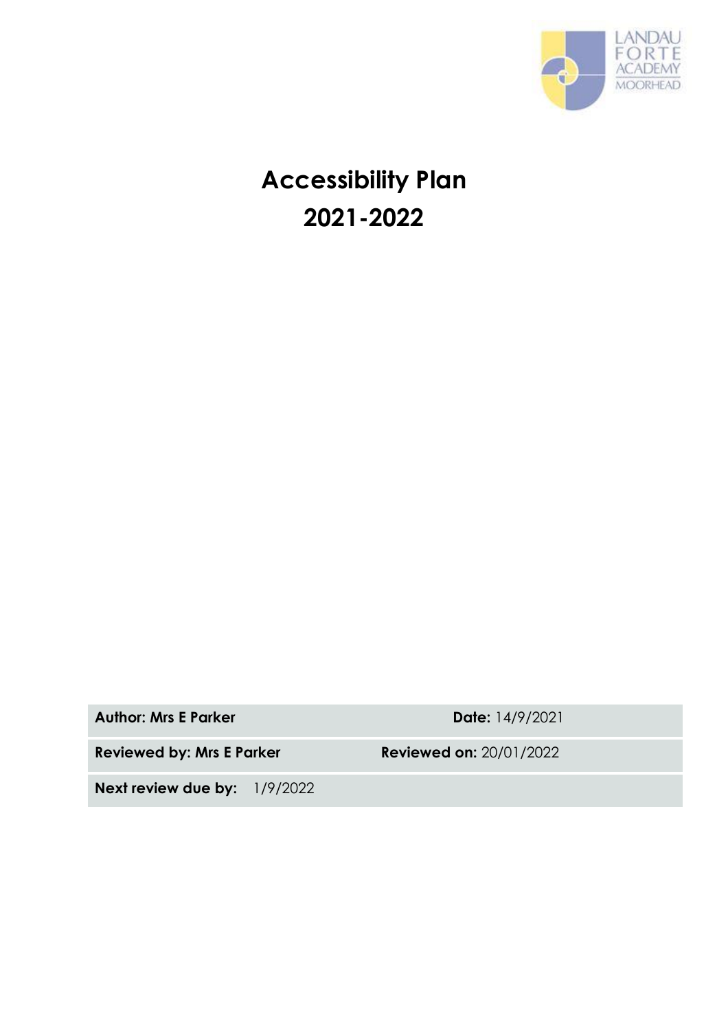LANDAU FORTE ACADEMY MOORHEAD

# Accessibility Plan 2021-2022

| **Author: Mrs E Parker** | **Date:** 14/9/2021 |
| --- | --- |
| **Reviewed by: Mrs E Parker** | **Reviewed on:** 20/01/2022 |
| **Next review due by:** 1/9/2022 | |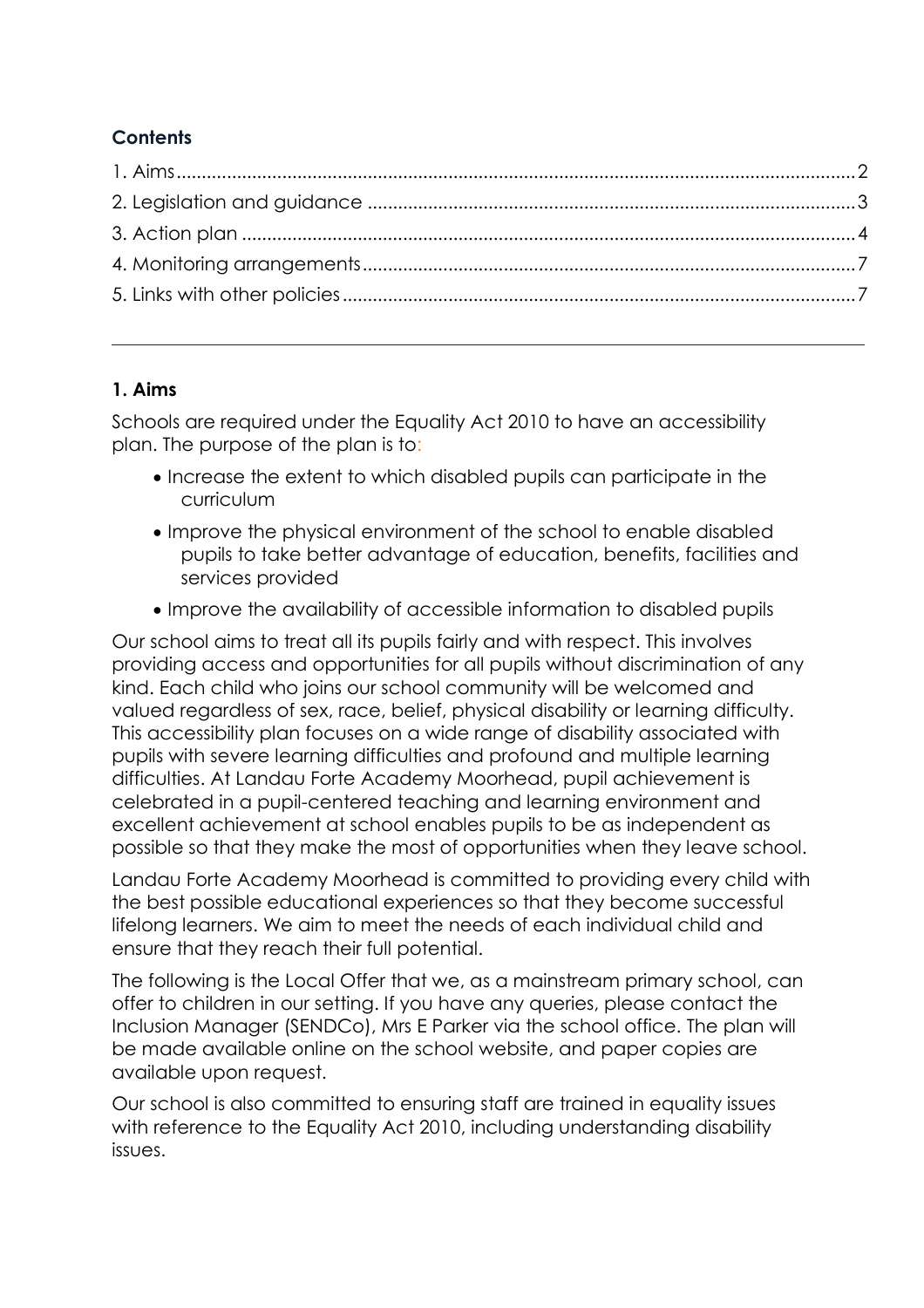**Contents**

1. Aims ........ 2
2. Legislation and guidance ........ 3
3. Action plan ........ 4
4. Monitoring arrangements ........ 7
5. Links with other policies ........ 7

---

## 1. Aims

Schools are required under the Equality Act 2010 to have an accessibility plan. The purpose of the plan is to:

- Increase the extent to which disabled pupils can participate in the curriculum
- Improve the physical environment of the school to enable disabled pupils to take better advantage of education, benefits, facilities and services provided
- Improve the availability of accessible information to disabled pupils

Our school aims to treat all its pupils fairly and with respect. This involves providing access and opportunities for all pupils without discrimination of any kind. Each child who joins our school community will be welcomed and valued regardless of sex, race, belief, physical disability or learning difficulty. This accessibility plan focuses on a wide range of disability associated with pupils with severe learning difficulties and profound and multiple learning difficulties. At Landau Forte Academy Moorhead, pupil achievement is celebrated in a pupil-centered teaching and learning environment and excellent achievement at school enables pupils to be as independent as possible so that they make the most of opportunities when they leave school.

Landau Forte Academy Moorhead is committed to providing every child with the best possible educational experiences so that they become successful lifelong learners. We aim to meet the needs of each individual child and ensure that they reach their full potential.

The following is the Local Offer that we, as a mainstream primary school, can offer to children in our setting. If you have any queries, please contact the Inclusion Manager (SENDCo), Mrs E Parker via the school office. The plan will be made available online on the school website, and paper copies are available upon request.

Our school is also committed to ensuring staff are trained in equality issues with reference to the Equality Act 2010, including understanding disability issues.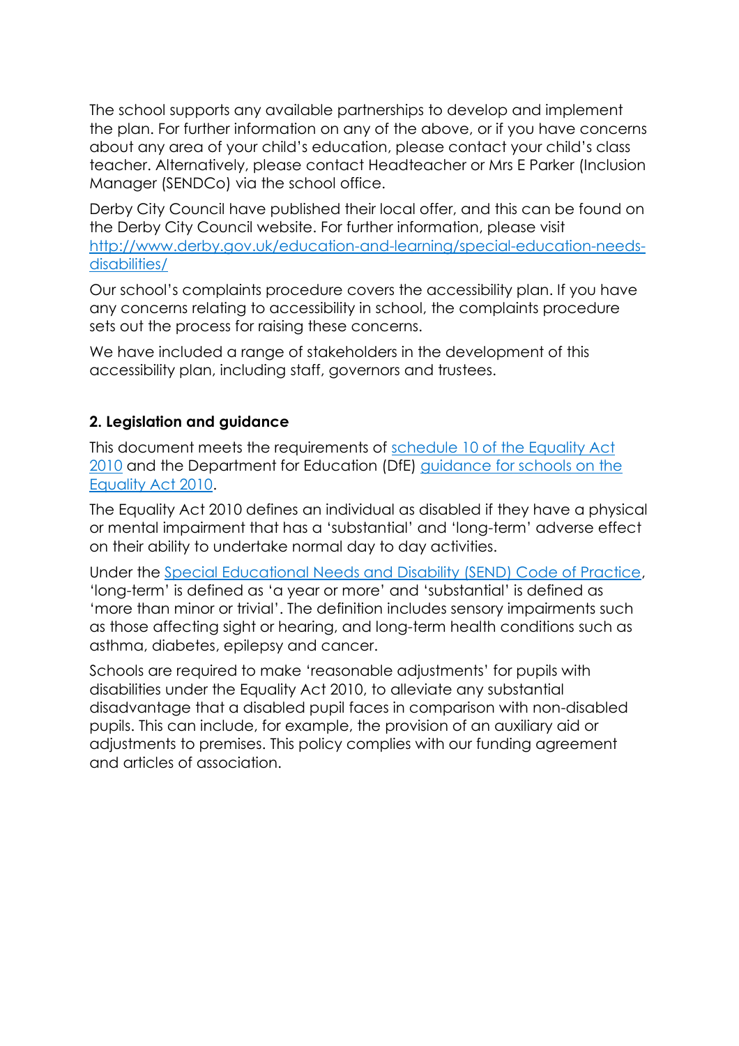The school supports any available partnerships to develop and implement the plan. For further information on any of the above, or if you have concerns about any area of your child's education, please contact your child's class teacher. Alternatively, please contact Headteacher or Mrs E Parker (Inclusion Manager (SENDCo) via the school office.

Derby City Council have published their local offer, and this can be found on the Derby City Council website. For further information, please visit [http://www.derby.gov.uk/education-and-learning/special-education-needs-disabilities/](http://www.derby.gov.uk/education-and-learning/special-education-needs-disabilities/)

Our school's complaints procedure covers the accessibility plan. If you have any concerns relating to accessibility in school, the complaints procedure sets out the process for raising these concerns.

We have included a range of stakeholders in the development of this accessibility plan, including staff, governors and trustees.

**2. Legislation and guidance**

This document meets the requirements of schedule 10 of the Equality Act 2010 and the Department for Education (DfE) guidance for schools on the Equality Act 2010.

The Equality Act 2010 defines an individual as disabled if they have a physical or mental impairment that has a 'substantial' and 'long-term' adverse effect on their ability to undertake normal day to day activities.

Under the Special Educational Needs and Disability (SEND) Code of Practice, 'long-term' is defined as 'a year or more' and 'substantial' is defined as 'more than minor or trivial'. The definition includes sensory impairments such as those affecting sight or hearing, and long-term health conditions such as asthma, diabetes, epilepsy and cancer.

Schools are required to make 'reasonable adjustments' for pupils with disabilities under the Equality Act 2010, to alleviate any substantial disadvantage that a disabled pupil faces in comparison with non-disabled pupils. This can include, for example, the provision of an auxiliary aid or adjustments to premises. This policy complies with our funding agreement and articles of association.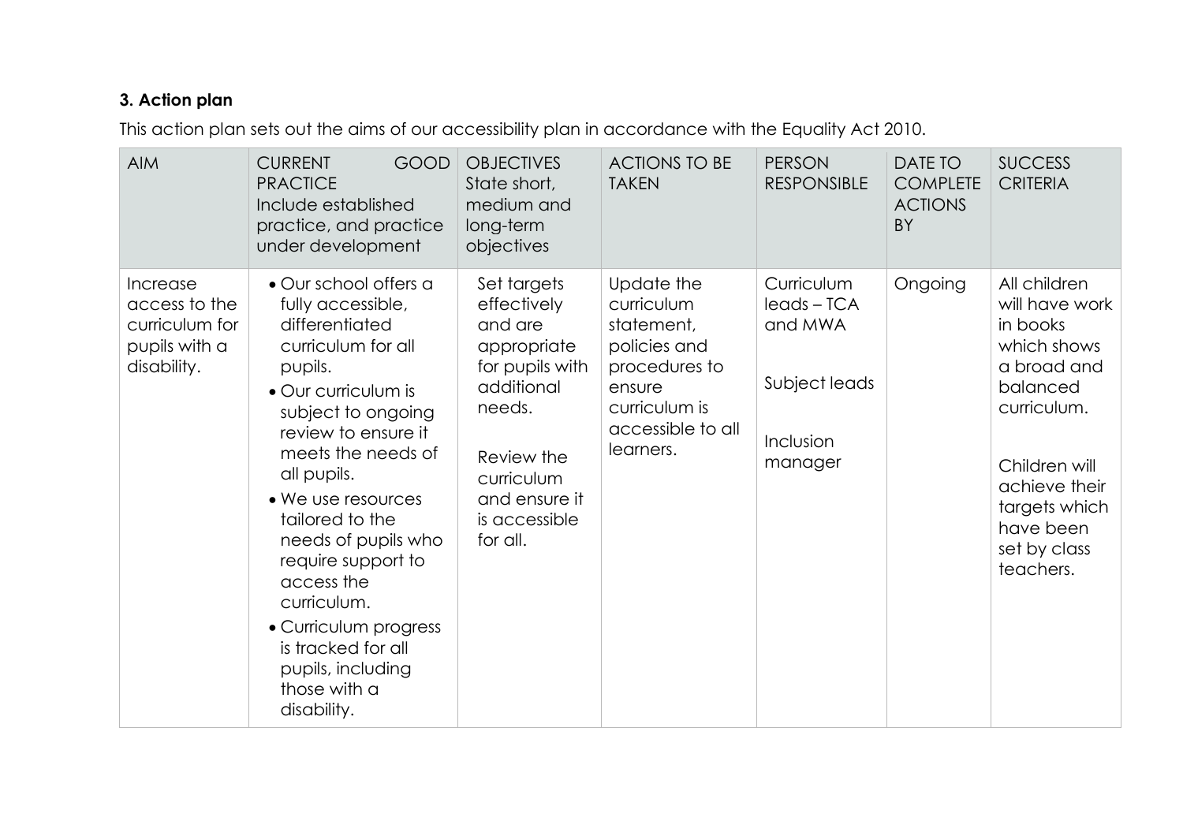**3. Action plan**

This action plan sets out the aims of our accessibility plan in accordance with the Equality Act 2010.

| AIM | CURRENT GOOD PRACTICE<br>Include established practice, and practice under development | OBJECTIVES<br>State short, medium and long-term objectives | ACTIONS TO BE TAKEN | PERSON RESPONSIBLE | DATE TO COMPLETE ACTIONS BY | SUCCESS CRITERIA |
|---|---|---|---|---|---|---|
| Increase access to the curriculum for pupils with a disability. | • Our school offers a fully accessible, differentiated curriculum for all pupils.<br>• Our curriculum is subject to ongoing review to ensure it meets the needs of all pupils.<br>• We use resources tailored to the needs of pupils who require support to access the curriculum.<br>• Curriculum progress is tracked for all pupils, including those with a disability. | Set targets effectively and are appropriate for pupils with additional needs.<br><br>Review the curriculum and ensure it is accessible for all. | Update the curriculum statement, policies and procedures to ensure curriculum is accessible to all learners. | Curriculum leads – TCA and MWA<br><br>Subject leads<br><br>Inclusion manager | Ongoing | All children will have work in books which shows a broad and balanced curriculum.<br><br>Children will achieve their targets which have been set by class teachers. |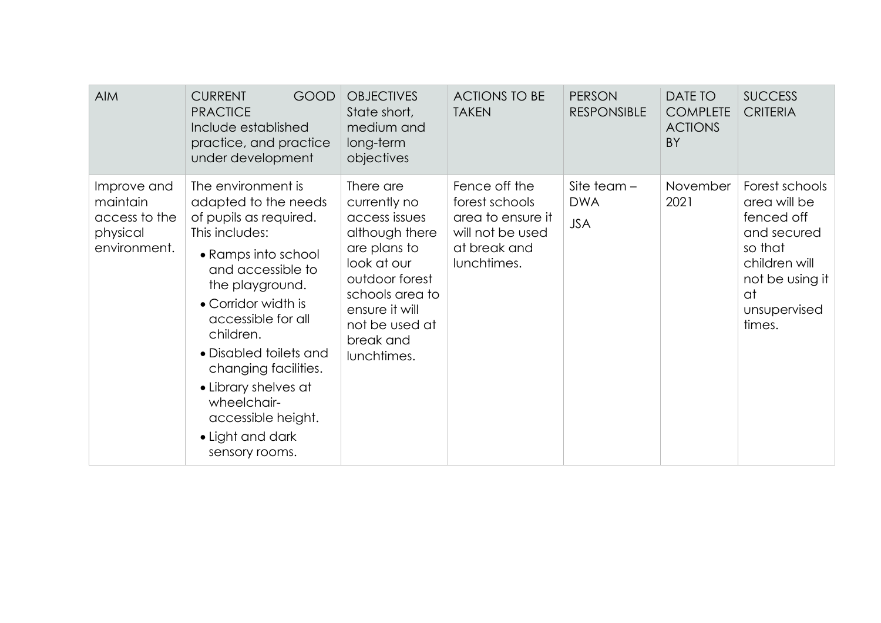| AIM | CURRENT GOOD PRACTICE Include established practice, and practice under development | OBJECTIVES State short, medium and long-term objectives | ACTIONS TO BE TAKEN | PERSON RESPONSIBLE | DATE TO COMPLETE ACTIONS BY | SUCCESS CRITERIA |
|---|---|---|---|---|---|---|
| Improve and maintain access to the physical environment. | The environment is adapted to the needs of pupils as required. This includes: <br>• Ramps into school and accessible to the playground.<br>• Corridor width is accessible for all children.<br>• Disabled toilets and changing facilities.<br>• Library shelves at wheelchair-accessible height.<br>• Light and dark sensory rooms. | There are currently no access issues although there are plans to look at our outdoor forest schools area to ensure it will not be used at break and lunchtimes. | Fence off the forest schools area to ensure it will not be used at break and lunchtimes. | Site team – DWA<br>JSA | November 2021 | Forest schools area will be fenced off and secured so that children will not be using it at unsupervised times. |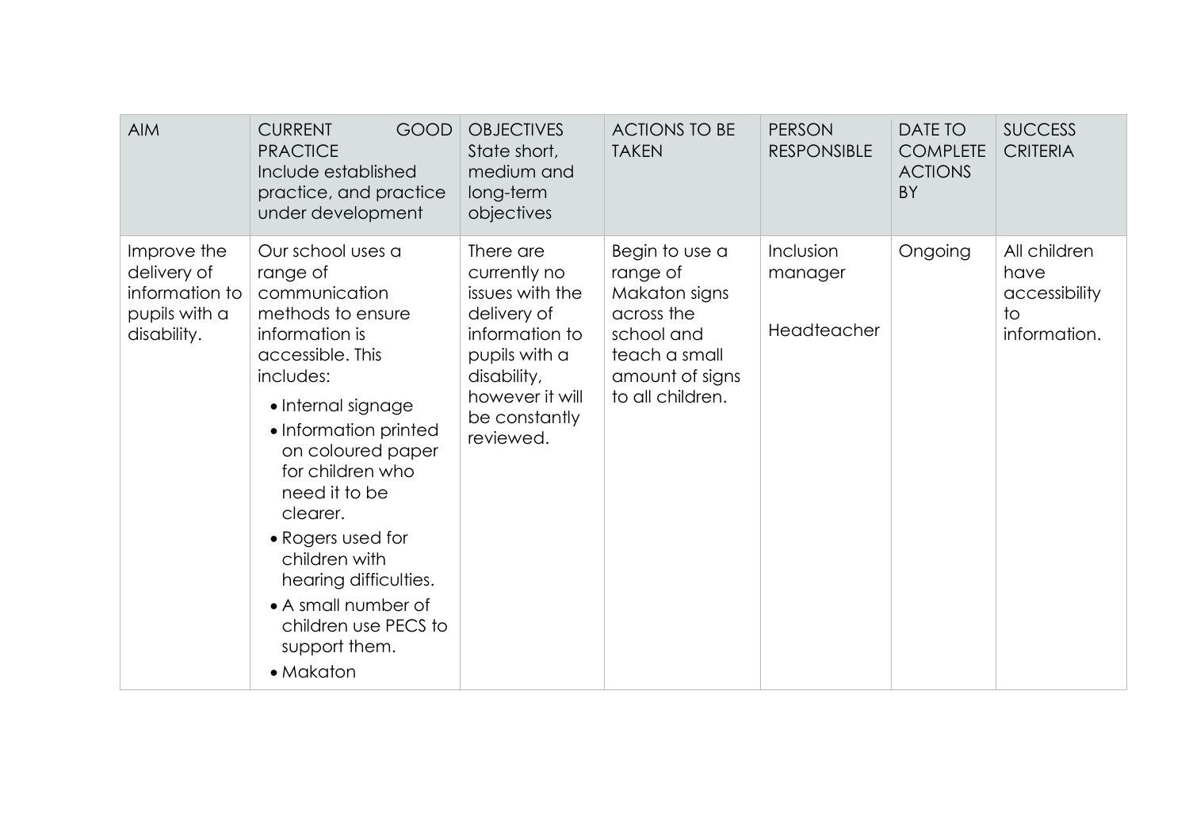| AIM | CURRENT GOOD PRACTICE Include established practice, and practice under development | OBJECTIVES State short, medium and long-term objectives | ACTIONS TO BE TAKEN | PERSON RESPONSIBLE | DATE TO COMPLETE ACTIONS BY | SUCCESS CRITERIA |
|---|---|---|---|---|---|---|
| Improve the delivery of information to pupils with a disability. | Our school uses a range of communication methods to ensure information is accessible. This includes:<br>• Internal signage<br>• Information printed on coloured paper for children who need it to be clearer.<br>• Rogers used for children with hearing difficulties.<br>• A small number of children use PECS to support them.<br>• Makaton | There are currently no issues with the delivery of information to pupils with a disability, however it will be constantly reviewed. | Begin to use a range of Makaton signs across the school and teach a small amount of signs to all children. | Inclusion manager<br><br>Headteacher | Ongoing | All children have accessibility to information. |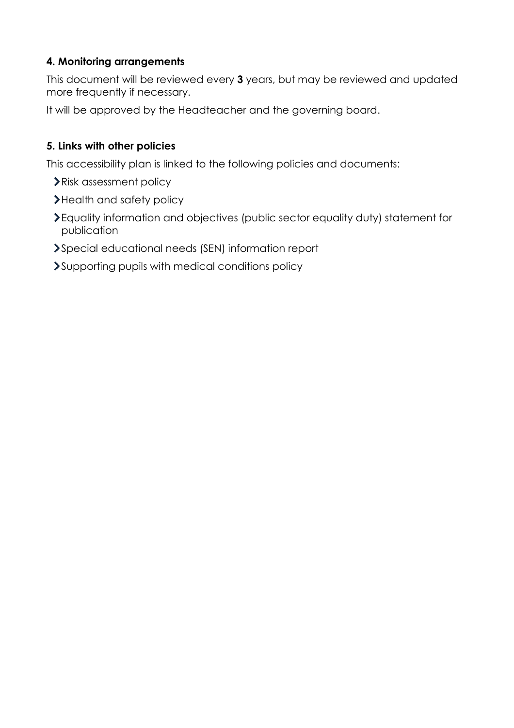### 4. Monitoring arrangements

This document will be reviewed every **3** years, but may be reviewed and updated more frequently if necessary.

It will be approved by the Headteacher and the governing board.

### 5. Links with other policies

This accessibility plan is linked to the following policies and documents:

- Risk assessment policy
- Health and safety policy
- Equality information and objectives (public sector equality duty) statement for publication
- Special educational needs (SEN) information report
- Supporting pupils with medical conditions policy